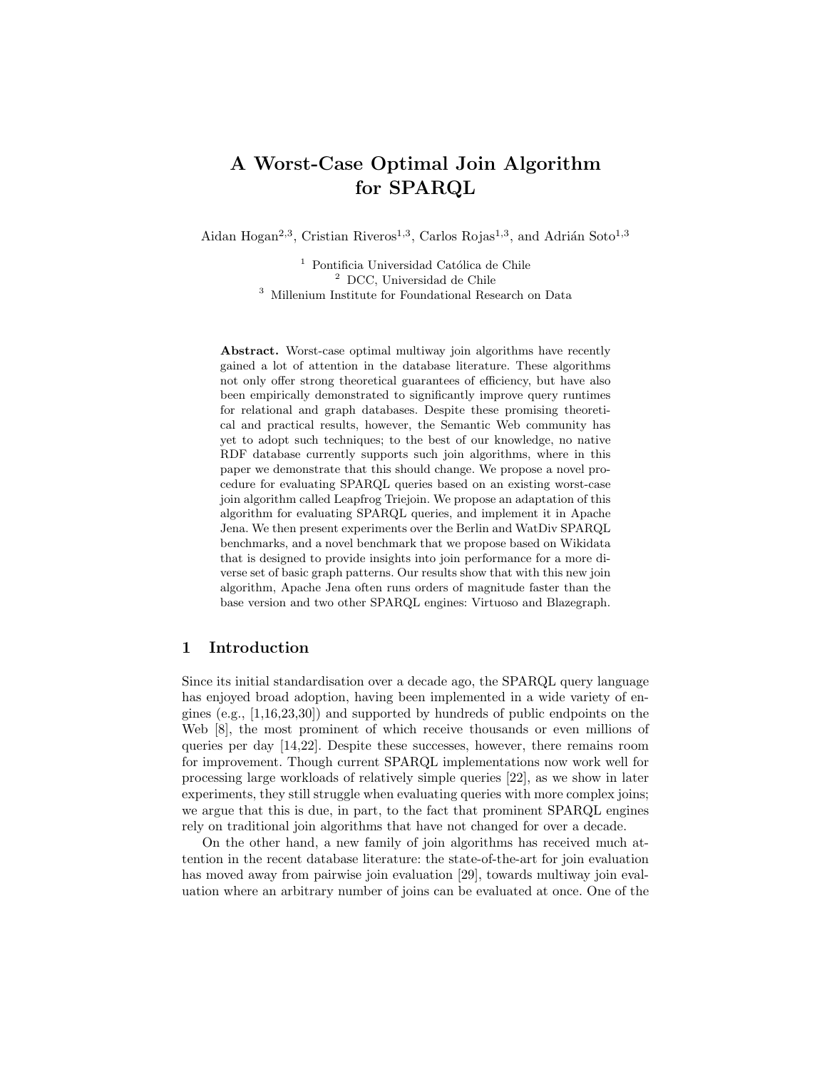# A Worst-Case Optimal Join Algorithm for SPARQL

Aidan Hogan[2,3], Cristian Riveros[1,3], Carlos Rojas[1,3], and Adrián Soto[1,3]

[1] Pontificia Universidad Católica de Chile
[2] DCC, Universidad de Chile
[3] Millenium Institute for Foundational Research on Data

**Abstract.** Worst-case optimal multiway join algorithms have recently gained a lot of attention in the database literature. These algorithms not only offer strong theoretical guarantees of efficiency, but have also been empirically demonstrated to significantly improve query runtimes for relational and graph databases. Despite these promising theoretical and practical results, however, the Semantic Web community has yet to adopt such techniques; to the best of our knowledge, no native RDF database currently supports such join algorithms, where in this paper we demonstrate that this should change. We propose a novel procedure for evaluating SPARQL queries based on an existing worst-case join algorithm called Leapfrog Triejoin. We propose an adaptation of this algorithm for evaluating SPARQL queries, and implement it in Apache Jena. We then present experiments over the Berlin and WatDiv SPARQL benchmarks, and a novel benchmark that we propose based on Wikidata that is designed to provide insights into join performance for a more diverse set of basic graph patterns. Our results show that with this new join algorithm, Apache Jena often runs orders of magnitude faster than the base version and two other SPARQL engines: Virtuoso and Blazegraph.

## 1 Introduction

Since its initial standardisation over a decade ago, the SPARQL query language has enjoyed broad adoption, having been implemented in a wide variety of engines (e.g., [1,16,23,30]) and supported by hundreds of public endpoints on the Web [8], the most prominent of which receive thousands or even millions of queries per day [14,22]. Despite these successes, however, there remains room for improvement. Though current SPARQL implementations now work well for processing large workloads of relatively simple queries [22], as we show in later experiments, they still struggle when evaluating queries with more complex joins; we argue that this is due, in part, to the fact that prominent SPARQL engines rely on traditional join algorithms that have not changed for over a decade.

On the other hand, a new family of join algorithms has received much attention in the recent database literature: the state-of-the-art for join evaluation has moved away from pairwise join evaluation [29], towards multiway join evaluation where an arbitrary number of joins can be evaluated at once. One of the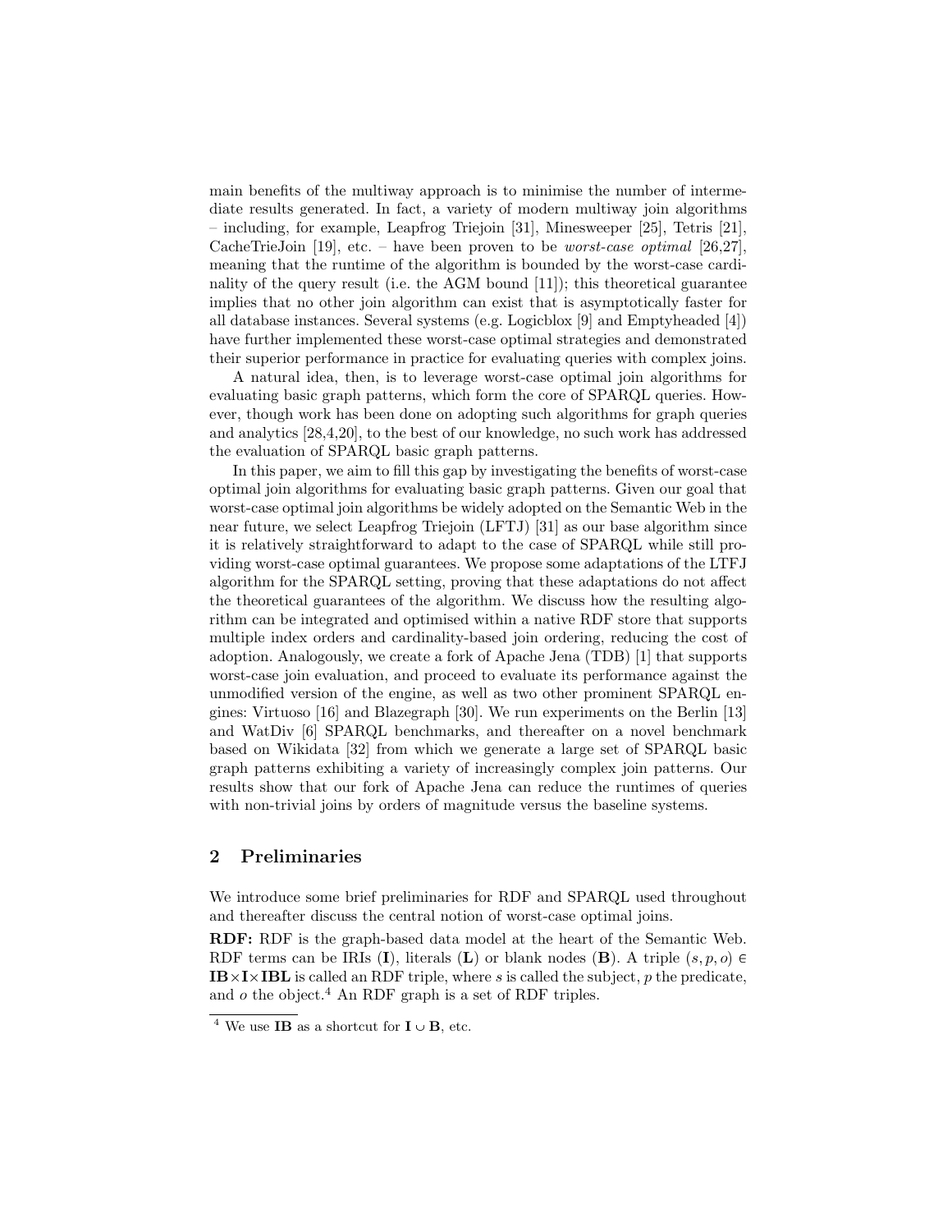main benefits of the multiway approach is to minimise the number of intermediate results generated. In fact, a variety of modern multiway join algorithms – including, for example, Leapfrog Triejoin [31], Minesweeper [25], Tetris [21], CacheTrieJoin [19], etc. – have been proven to be *worst-case optimal* [26,27], meaning that the runtime of the algorithm is bounded by the worst-case cardinality of the query result (i.e. the AGM bound [11]); this theoretical guarantee implies that no other join algorithm can exist that is asymptotically faster for all database instances. Several systems (e.g. Logicblox [9] and Emptyheaded [4]) have further implemented these worst-case optimal strategies and demonstrated their superior performance in practice for evaluating queries with complex joins.

A natural idea, then, is to leverage worst-case optimal join algorithms for evaluating basic graph patterns, which form the core of SPARQL queries. However, though work has been done on adopting such algorithms for graph queries and analytics [28,4,20], to the best of our knowledge, no such work has addressed the evaluation of SPARQL basic graph patterns.

In this paper, we aim to fill this gap by investigating the benefits of worst-case optimal join algorithms for evaluating basic graph patterns. Given our goal that worst-case optimal join algorithms be widely adopted on the Semantic Web in the near future, we select Leapfrog Triejoin (LFTJ) [31] as our base algorithm since it is relatively straightforward to adapt to the case of SPARQL while still providing worst-case optimal guarantees. We propose some adaptations of the LTFJ algorithm for the SPARQL setting, proving that these adaptations do not affect the theoretical guarantees of the algorithm. We discuss how the resulting algorithm can be integrated and optimised within a native RDF store that supports multiple index orders and cardinality-based join ordering, reducing the cost of adoption. Analogously, we create a fork of Apache Jena (TDB) [1] that supports worst-case join evaluation, and proceed to evaluate its performance against the unmodified version of the engine, as well as two other prominent SPARQL engines: Virtuoso [16] and Blazegraph [30]. We run experiments on the Berlin [13] and WatDiv [6] SPARQL benchmarks, and thereafter on a novel benchmark based on Wikidata [32] from which we generate a large set of SPARQL basic graph patterns exhibiting a variety of increasingly complex join patterns. Our results show that our fork of Apache Jena can reduce the runtimes of queries with non-trivial joins by orders of magnitude versus the baseline systems.

## 2 Preliminaries

We introduce some brief preliminaries for RDF and SPARQL used throughout and thereafter discuss the central notion of worst-case optimal joins.

**RDF:** RDF is the graph-based data model at the heart of the Semantic Web. RDF terms can be IRIs ($\mathbf{I}$), literals ($\mathbf{L}$) or blank nodes ($\mathbf{B}$). A triple $(s, p, o) \in \mathbf{IB} \times \mathbf{I} \times \mathbf{IBL}$ is called an RDF triple, where $s$ is called the subject, $p$ the predicate, and $o$ the object.[4] An RDF graph is a set of RDF triples.

[4] We use $\mathbf{IB}$ as a shortcut for $\mathbf{I} \cup \mathbf{B}$, etc.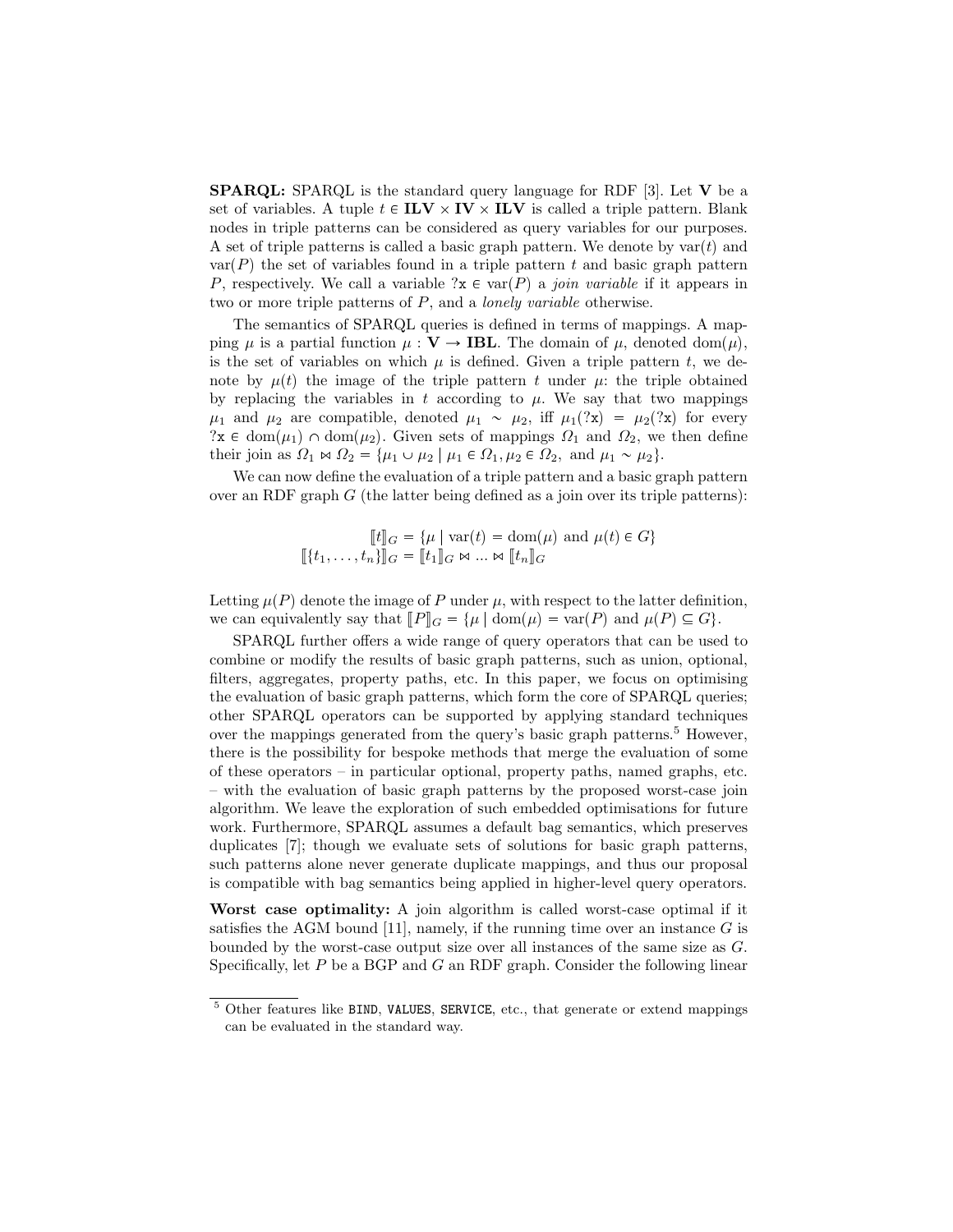**SPARQL:** SPARQL is the standard query language for RDF [3]. Let $\mathbf{V}$ be a set of variables. A tuple $t \in \mathbf{ILV} \times \mathbf{IV} \times \mathbf{ILV}$ is called a triple pattern. Blank nodes in triple patterns can be considered as query variables for our purposes. A set of triple patterns is called a basic graph pattern. We denote by $\text{var}(t)$ and $\text{var}(P)$ the set of variables found in a triple pattern $t$ and basic graph pattern $P$, respectively. We call a variable $?\mathtt{x} \in \text{var}(P)$ a *join variable* if it appears in two or more triple patterns of $P$, and a *lonely variable* otherwise.

The semantics of SPARQL queries is defined in terms of mappings. A mapping $\mu$ is a partial function $\mu : \mathbf{V} \to \mathbf{IBL}$. The domain of $\mu$, denoted $\text{dom}(\mu)$, is the set of variables on which $\mu$ is defined. Given a triple pattern $t$, we denote by $\mu(t)$ the image of the triple pattern $t$ under $\mu$: the triple obtained by replacing the variables in $t$ according to $\mu$. We say that two mappings $\mu_1$ and $\mu_2$ are compatible, denoted $\mu_1 \sim \mu_2$, iff $\mu_1(?\mathtt{x}) = \mu_2(?\mathtt{x})$ for every $?\mathtt{x} \in \text{dom}(\mu_1) \cap \text{dom}(\mu_2)$. Given sets of mappings $\Omega_1$ and $\Omega_2$, we then define their join as $\Omega_1 \bowtie \Omega_2 = \{\mu_1 \cup \mu_2 \mid \mu_1 \in \Omega_1, \mu_2 \in \Omega_2, \text{ and } \mu_1 \sim \mu_2\}$.

We can now define the evaluation of a triple pattern and a basic graph pattern over an RDF graph $G$ (the latter being defined as a join over its triple patterns):

$$\llbracket t \rrbracket_G = \{\mu \mid \text{var}(t) = \text{dom}(\mu) \text{ and } \mu(t) \in G\}$$
$$\llbracket \{t_1, \ldots, t_n\} \rrbracket_G = \llbracket t_1 \rrbracket_G \bowtie \ldots \bowtie \llbracket t_n \rrbracket_G$$

Letting $\mu(P)$ denote the image of $P$ under $\mu$, with respect to the latter definition, we can equivalently say that $\llbracket P \rrbracket_G = \{\mu \mid \text{dom}(\mu) = \text{var}(P) \text{ and } \mu(P) \subseteq G\}$.

SPARQL further offers a wide range of query operators that can be used to combine or modify the results of basic graph patterns, such as union, optional, filters, aggregates, property paths, etc. In this paper, we focus on optimising the evaluation of basic graph patterns, which form the core of SPARQL queries; other SPARQL operators can be supported by applying standard techniques over the mappings generated from the query's basic graph patterns.[5] However, there is the possibility for bespoke methods that merge the evaluation of some of these operators – in particular optional, property paths, named graphs, etc. – with the evaluation of basic graph patterns by the proposed worst-case join algorithm. We leave the exploration of such embedded optimisations for future work. Furthermore, SPARQL assumes a default bag semantics, which preserves duplicates [7]; though we evaluate sets of solutions for basic graph patterns, such patterns alone never generate duplicate mappings, and thus our proposal is compatible with bag semantics being applied in higher-level query operators.

**Worst case optimality:** A join algorithm is called worst-case optimal if it satisfies the AGM bound [11], namely, if the running time over an instance $G$ is bounded by the worst-case output size over all instances of the same size as $G$. Specifically, let $P$ be a BGP and $G$ an RDF graph. Consider the following linear

[5] Other features like BIND, VALUES, SERVICE, etc., that generate or extend mappings can be evaluated in the standard way.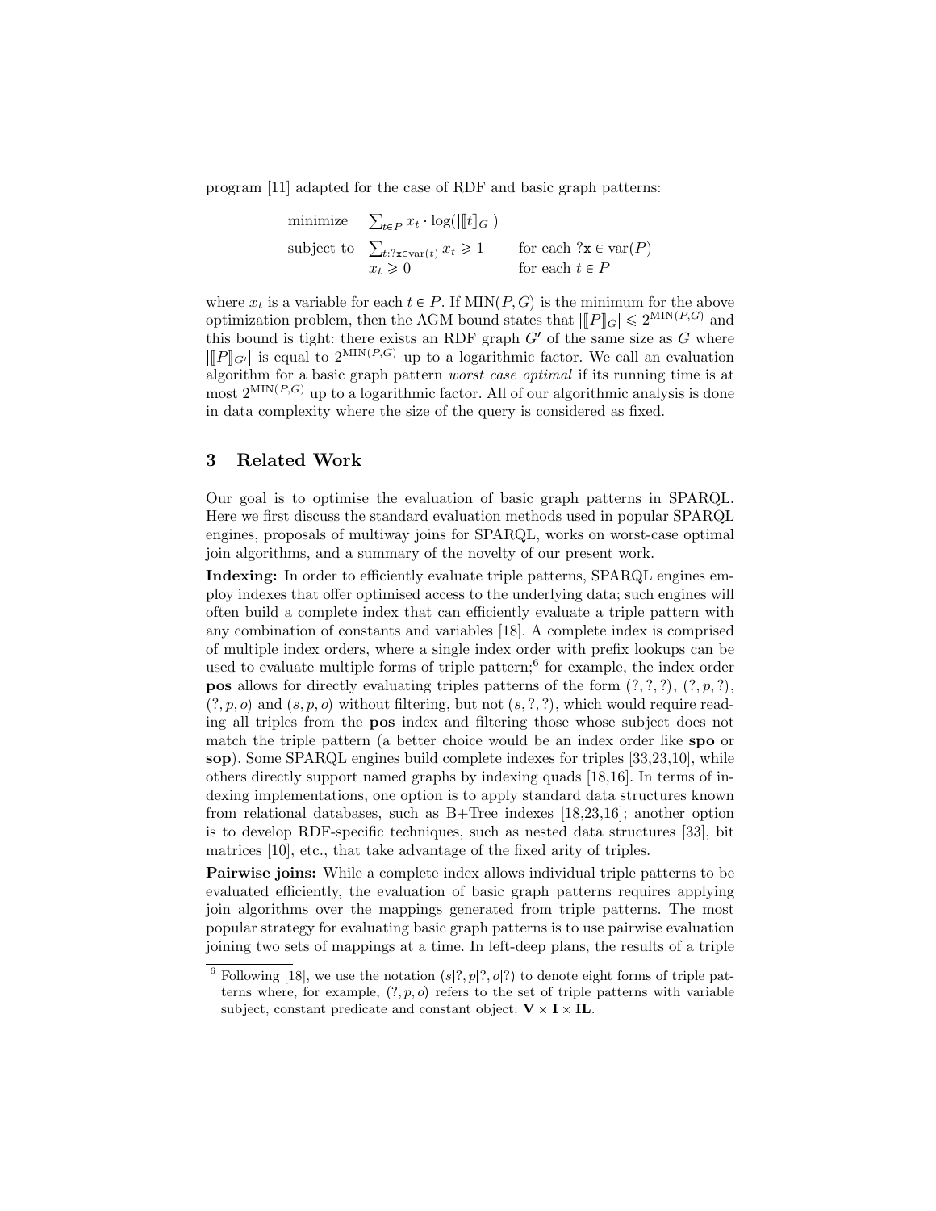program [11] adapted for the case of RDF and basic graph patterns:

$$
\begin{array}{lll}
\text{minimize} & \sum_{t \in P} x_t \cdot \log(|[\![t]\!]_G|) & \\
\text{subject to} & \sum_{t:?\mathtt{x} \in \mathrm{var}(t)} x_t \geqslant 1 & \text{for each } ?\mathtt{x} \in \mathrm{var}(P) \\
 & x_t \geqslant 0 & \text{for each } t \in P
\end{array}
$$

where $x_t$ is a variable for each $t \in P$. If $\mathrm{MIN}(P, G)$ is the minimum for the above optimization problem, then the AGM bound states that $|[\![P]\!]_G| \leqslant 2^{\mathrm{MIN}(P,G)}$ and this bound is tight: there exists an RDF graph $G'$ of the same size as $G$ where $|[\![P]\!]_{G'}|$ is equal to $2^{\mathrm{MIN}(P,G)}$ up to a logarithmic factor. We call an evaluation algorithm for a basic graph pattern *worst case optimal* if its running time is at most $2^{\mathrm{MIN}(P,G)}$ up to a logarithmic factor. All of our algorithmic analysis is done in data complexity where the size of the query is considered as fixed.

## 3 Related Work

Our goal is to optimise the evaluation of basic graph patterns in SPARQL. Here we first discuss the standard evaluation methods used in popular SPARQL engines, proposals of multiway joins for SPARQL, works on worst-case optimal join algorithms, and a summary of the novelty of our present work.

**Indexing:** In order to efficiently evaluate triple patterns, SPARQL engines employ indexes that offer optimised access to the underlying data; such engines will often build a complete index that can efficiently evaluate a triple pattern with any combination of constants and variables [18]. A complete index is comprised of multiple index orders, where a single index order with prefix lookups can be used to evaluate multiple forms of triple pattern;[6] for example, the index order **pos** allows for directly evaluating triples patterns of the form $(?, ?, ?)$, $(?, p, ?)$, $(?, p, o)$ and $(s, p, o)$ without filtering, but not $(s, ?, ?)$, which would require reading all triples from the **pos** index and filtering those whose subject does not match the triple pattern (a better choice would be an index order like **spo** or **sop**). Some SPARQL engines build complete indexes for triples [33,23,10], while others directly support named graphs by indexing quads [18,16]. In terms of indexing implementations, one option is to apply standard data structures known from relational databases, such as B+Tree indexes [18,23,16]; another option is to develop RDF-specific techniques, such as nested data structures [33], bit matrices [10], etc., that take advantage of the fixed arity of triples.

**Pairwise joins:** While a complete index allows individual triple patterns to be evaluated efficiently, the evaluation of basic graph patterns requires applying join algorithms over the mappings generated from triple patterns. The most popular strategy for evaluating basic graph patterns is to use pairwise evaluation joining two sets of mappings at a time. In left-deep plans, the results of a triple

[6] Following [18], we use the notation $(s|?, p|?, o|?)$ to denote eight forms of triple patterns where, for example, $(?, p, o)$ refers to the set of triple patterns with variable subject, constant predicate and constant object: $\mathbf{V} \times \mathbf{I} \times \mathbf{IL}$.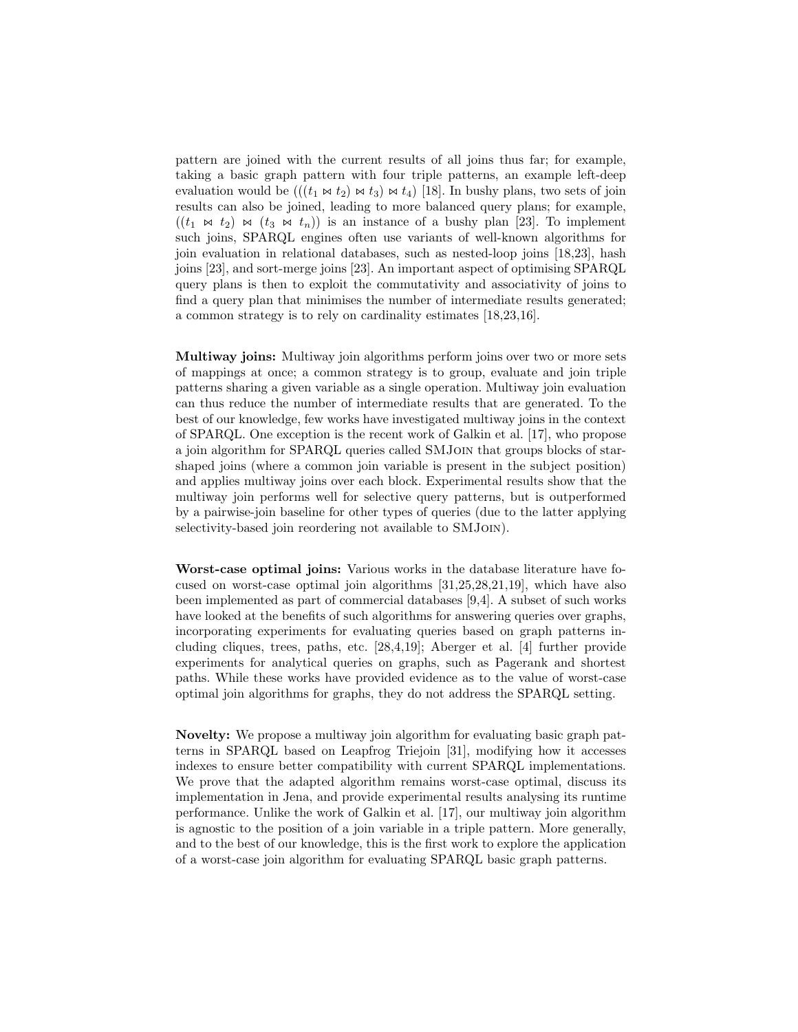pattern are joined with the current results of all joins thus far; for example, taking a basic graph pattern with four triple patterns, an example left-deep evaluation would be $(((t_1 \bowtie t_2) \bowtie t_3) \bowtie t_4)$ [18]. In bushy plans, two sets of join results can also be joined, leading to more balanced query plans; for example, $((t_1 \bowtie t_2) \bowtie (t_3 \bowtie t_n))$ is an instance of a bushy plan [23]. To implement such joins, SPARQL engines often use variants of well-known algorithms for join evaluation in relational databases, such as nested-loop joins [18,23], hash joins [23], and sort-merge joins [23]. An important aspect of optimising SPARQL query plans is then to exploit the commutativity and associativity of joins to find a query plan that minimises the number of intermediate results generated; a common strategy is to rely on cardinality estimates [18,23,16].

**Multiway joins:** Multiway join algorithms perform joins over two or more sets of mappings at once; a common strategy is to group, evaluate and join triple patterns sharing a given variable as a single operation. Multiway join evaluation can thus reduce the number of intermediate results that are generated. To the best of our knowledge, few works have investigated multiway joins in the context of SPARQL. One exception is the recent work of Galkin et al. [17], who propose a join algorithm for SPARQL queries called SMJoin that groups blocks of star-shaped joins (where a common join variable is present in the subject position) and applies multiway joins over each block. Experimental results show that the multiway join performs well for selective query patterns, but is outperformed by a pairwise-join baseline for other types of queries (due to the latter applying selectivity-based join reordering not available to SMJoin).

**Worst-case optimal joins:** Various works in the database literature have focused on worst-case optimal join algorithms [31,25,28,21,19], which have also been implemented as part of commercial databases [9,4]. A subset of such works have looked at the benefits of such algorithms for answering queries over graphs, incorporating experiments for evaluating queries based on graph patterns including cliques, trees, paths, etc. [28,4,19]; Aberger et al. [4] further provide experiments for analytical queries on graphs, such as Pagerank and shortest paths. While these works have provided evidence as to the value of worst-case optimal join algorithms for graphs, they do not address the SPARQL setting.

**Novelty:** We propose a multiway join algorithm for evaluating basic graph patterns in SPARQL based on Leapfrog Triejoin [31], modifying how it accesses indexes to ensure better compatibility with current SPARQL implementations. We prove that the adapted algorithm remains worst-case optimal, discuss its implementation in Jena, and provide experimental results analysing its runtime performance. Unlike the work of Galkin et al. [17], our multiway join algorithm is agnostic to the position of a join variable in a triple pattern. More generally, and to the best of our knowledge, this is the first work to explore the application of a worst-case join algorithm for evaluating SPARQL basic graph patterns.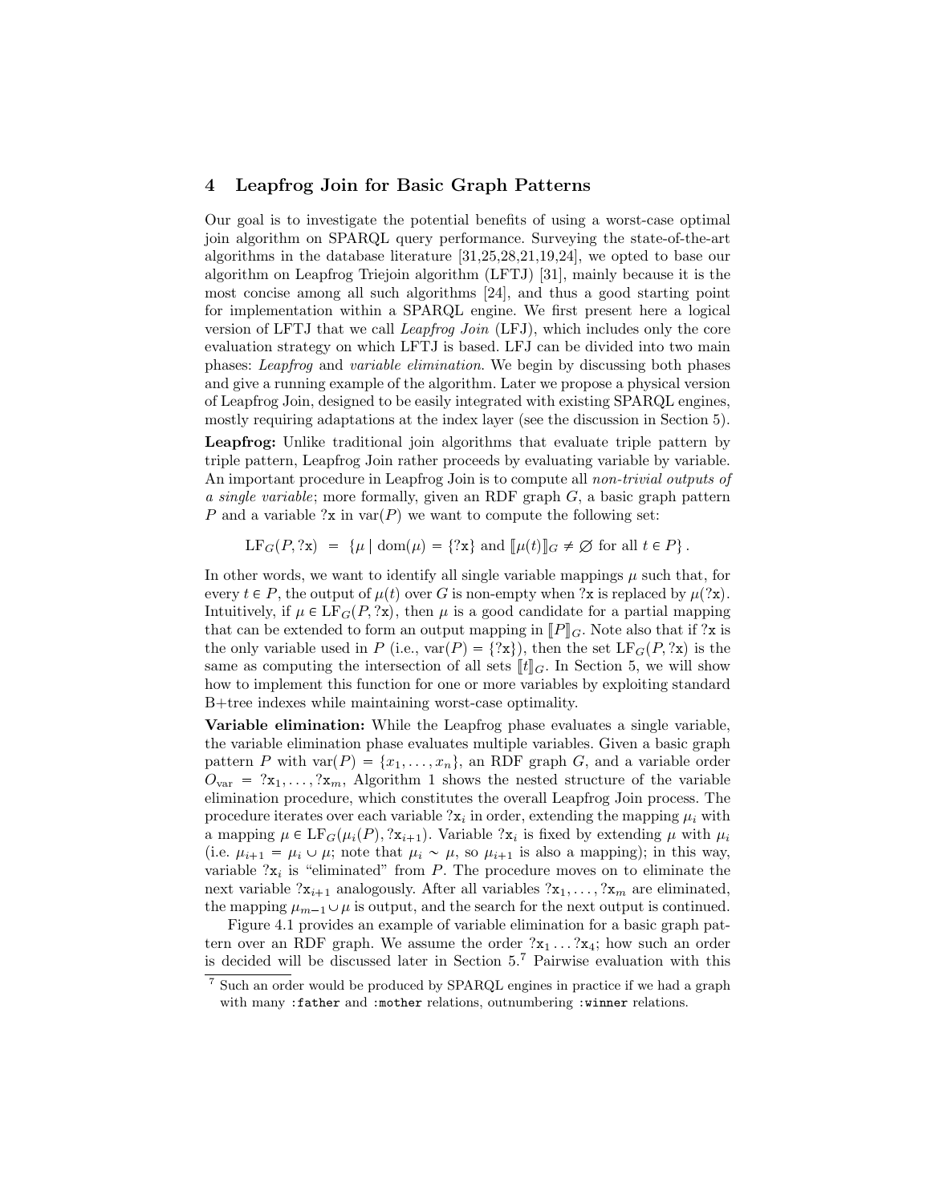## 4 Leapfrog Join for Basic Graph Patterns

Our goal is to investigate the potential benefits of using a worst-case optimal join algorithm on SPARQL query performance. Surveying the state-of-the-art algorithms in the database literature [31,25,28,21,19,24], we opted to base our algorithm on Leapfrog Triejoin algorithm (LFTJ) [31], mainly because it is the most concise among all such algorithms [24], and thus a good starting point for implementation within a SPARQL engine. We first present here a logical version of LFTJ that we call *Leapfrog Join* (LFJ), which includes only the core evaluation strategy on which LFTJ is based. LFJ can be divided into two main phases: *Leapfrog* and *variable elimination*. We begin by discussing both phases and give a running example of the algorithm. Later we propose a physical version of Leapfrog Join, designed to be easily integrated with existing SPARQL engines, mostly requiring adaptations at the index layer (see the discussion in Section 5).

**Leapfrog:** Unlike traditional join algorithms that evaluate triple pattern by triple pattern, Leapfrog Join rather proceeds by evaluating variable by variable. An important procedure in Leapfrog Join is to compute all *non-trivial outputs of a single variable*; more formally, given an RDF graph $G$, a basic graph pattern $P$ and a variable ?x in $\text{var}(P)$ we want to compute the following set:

$$\text{LF}_G(P, ?\texttt{x}) \;=\; \{\mu \mid \text{dom}(\mu) = \{?\texttt{x}\} \text{ and } [\![\mu(t)]\!]_G \neq \varnothing \text{ for all } t \in P\}\,.$$

In other words, we want to identify all single variable mappings $\mu$ such that, for every $t \in P$, the output of $\mu(t)$ over $G$ is non-empty when ?x is replaced by $\mu(?\texttt{x})$. Intuitively, if $\mu \in \text{LF}_G(P, ?\texttt{x})$, then $\mu$ is a good candidate for a partial mapping that can be extended to form an output mapping in $[\![P]\!]_G$. Note also that if ?x is the only variable used in $P$ (i.e., $\text{var}(P) = \{?\texttt{x}\}$), then the set $\text{LF}_G(P, ?\texttt{x})$ is the same as computing the intersection of all sets $[\![t]\!]_G$. In Section 5, we will show how to implement this function for one or more variables by exploiting standard B+tree indexes while maintaining worst-case optimality.

**Variable elimination:** While the Leapfrog phase evaluates a single variable, the variable elimination phase evaluates multiple variables. Given a basic graph pattern $P$ with $\text{var}(P) = \{x_1, \ldots, x_n\}$, an RDF graph $G$, and a variable order $O_{\text{var}} = ?\texttt{x}_1, \ldots, ?\texttt{x}_m$, Algorithm 1 shows the nested structure of the variable elimination procedure, which constitutes the overall Leapfrog Join process. The procedure iterates over each variable $?\texttt{x}_i$ in order, extending the mapping $\mu_i$ with a mapping $\mu \in \text{LF}_G(\mu_i(P), ?\texttt{x}_{i+1})$. Variable $?\texttt{x}_i$ is fixed by extending $\mu$ with $\mu_i$ (i.e. $\mu_{i+1} = \mu_i \cup \mu$; note that $\mu_i \sim \mu$, so $\mu_{i+1}$ is also a mapping); in this way, variable $?\texttt{x}_i$ is "eliminated" from $P$. The procedure moves on to eliminate the next variable $?\texttt{x}_{i+1}$ analogously. After all variables $?\texttt{x}_1, \ldots, ?\texttt{x}_m$ are eliminated, the mapping $\mu_{m-1} \cup \mu$ is output, and the search for the next output is continued.

Figure 4.1 provides an example of variable elimination for a basic graph pattern over an RDF graph. We assume the order $?\texttt{x}_1 \ldots ?\texttt{x}_4$; how such an order is decided will be discussed later in Section 5.[7] Pairwise evaluation with this

[7] Such an order would be produced by SPARQL engines in practice if we had a graph with many :father and :mother relations, outnumbering :winner relations.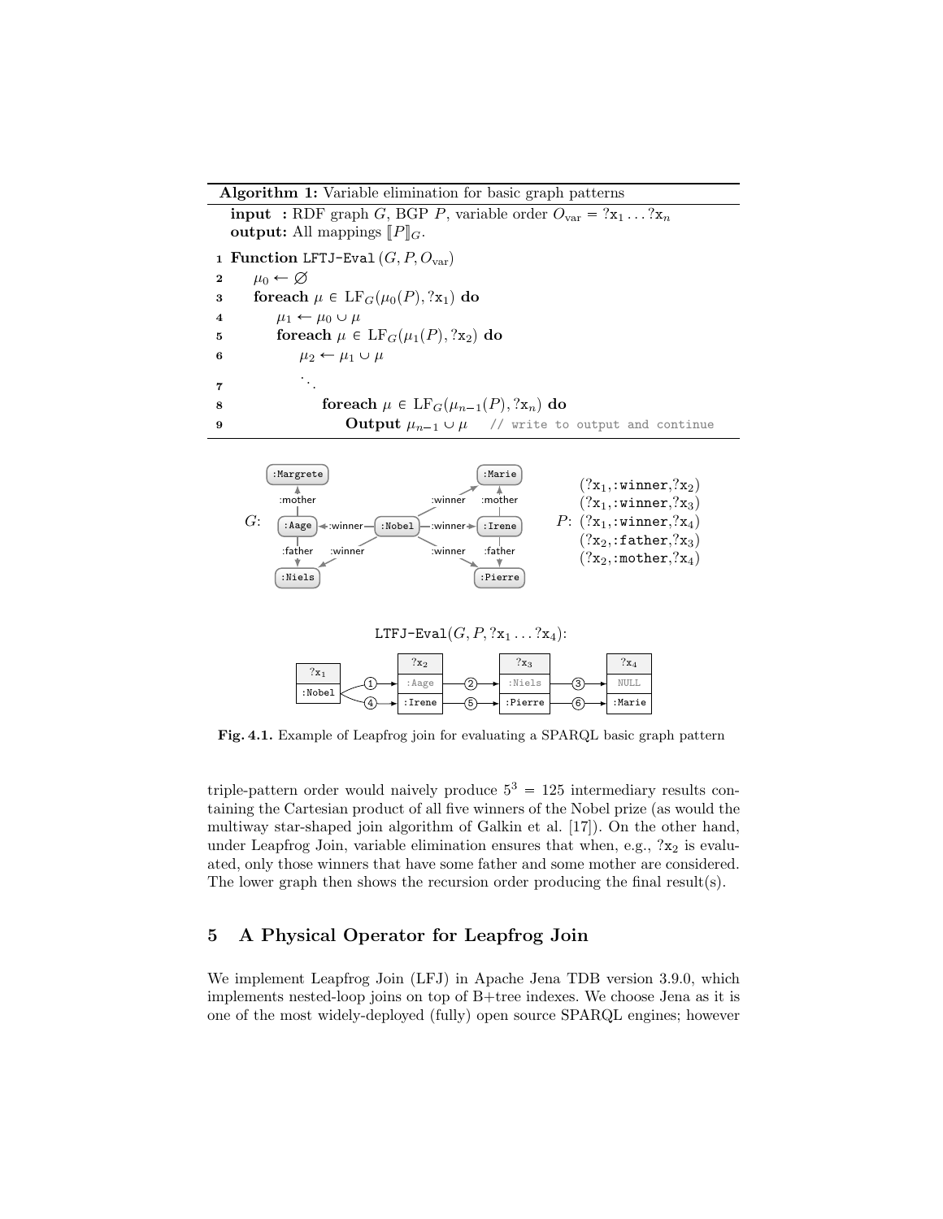**Algorithm 1:** Variable elimination for basic graph patterns

**input :** RDF graph $G$, BGP $P$, variable order $O_{\text{var}} = ?\mathtt{x}_1 \ldots ?\mathtt{x}_n$
**output:** All mappings $[\![P]\!]_G$.

```
1 Function LFTJ-Eval (G, P, O_var)
2     μ_0 ← ∅
3     foreach μ ∈ LF_G(μ_0(P), ?x_1) do
4         μ_1 ← μ_0 ∪ μ
5         foreach μ ∈ LF_G(μ_1(P), ?x_2) do
6             μ_2 ← μ_1 ∪ μ
7                 ⋱
8                 foreach μ ∈ LF_G(μ_{n-1}(P), ?x_n) do
9                     Output μ_{n-1} ∪ μ    // write to output and continue
```

$P$: $(?\mathtt{x}_1, \mathtt{:winner}, ?\mathtt{x}_2)$
$(?\mathtt{x}_1, \mathtt{:winner}, ?\mathtt{x}_3)$
$(?\mathtt{x}_1, \mathtt{:winner}, ?\mathtt{x}_4)$
$(?\mathtt{x}_2, \mathtt{:father}, ?\mathtt{x}_3)$
$(?\mathtt{x}_2, \mathtt{:mother}, ?\mathtt{x}_4)$

LTFJ-Eval$(G, P, ?\mathtt{x}_1 \ldots ?\mathtt{x}_4)$:

| $?\mathtt{x}_1$ | $?\mathtt{x}_2$ | $?\mathtt{x}_3$ | $?\mathtt{x}_4$ |
| --- | --- | --- | --- |
| :Nobel | (1) :Aage | (2) :Niels | (3) NULL |
| | (4) :Irene | (5) :Pierre | (6) :Marie |

**Fig. 4.1.** Example of Leapfrog join for evaluating a SPARQL basic graph pattern

triple-pattern order would naively produce $5^3 = 125$ intermediary results containing the Cartesian product of all five winners of the Nobel prize (as would the multiway star-shaped join algorithm of Galkin et al. [17]). On the other hand, under Leapfrog Join, variable elimination ensures that when, e.g., $?\mathtt{x}_2$ is evaluated, only those winners that have some father and some mother are considered. The lower graph then shows the recursion order producing the final result(s).

## 5 A Physical Operator for Leapfrog Join

We implement Leapfrog Join (LFJ) in Apache Jena TDB version 3.9.0, which implements nested-loop joins on top of B+tree indexes. We choose Jena as it is one of the most widely-deployed (fully) open source SPARQL engines; however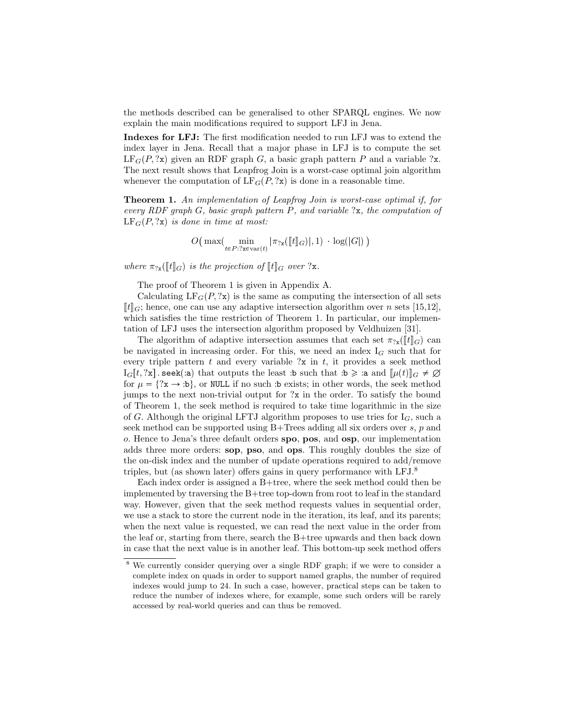the methods described can be generalised to other SPARQL engines. We now explain the main modifications required to support LFJ in Jena.

**Indexes for LFJ:** The first modification needed to run LFJ was to extend the index layer in Jena. Recall that a major phase in LFJ is to compute the set $\mathrm{LF}_G(P, ?\mathtt{x})$ given an RDF graph $G$, a basic graph pattern $P$ and a variable $?\mathtt{x}$. The next result shows that Leapfrog Join is a worst-case optimal join algorithm whenever the computation of $\mathrm{LF}_G(P, ?\mathtt{x})$ is done in a reasonable time.

**Theorem 1.** *An implementation of Leapfrog Join is worst-case optimal if, for every RDF graph $G$, basic graph pattern $P$, and variable $?\mathtt{x}$, the computation of $\mathrm{LF}_G(P, ?\mathtt{x})$ is done in time at most:*

$$O\big(\max\big(\min_{t \in P : ?\mathtt{x} \in \mathrm{var}(t)} |\pi_{?\mathtt{x}}(\llbracket t \rrbracket_G)|, 1\big) \cdot \log(|G|)\,\big)$$

*where $\pi_{?\mathtt{x}}(\llbracket t \rrbracket_G)$ is the projection of $\llbracket t \rrbracket_G$ over $?\mathtt{x}$.*

The proof of Theorem 1 is given in Appendix A.

Calculating $\mathrm{LF}_G(P, ?\mathtt{x})$ is the same as computing the intersection of all sets $\llbracket t \rrbracket_G$; hence, one can use any adaptive intersection algorithm over $n$ sets [15,12], which satisfies the time restriction of Theorem 1. In particular, our implementation of LFJ uses the intersection algorithm proposed by Veldhuizen [31].

The algorithm of adaptive intersection assumes that each set $\pi_{?\mathtt{x}}(\llbracket t \rrbracket_G)$ can be navigated in increasing order. For this, we need an index $\mathrm{I}_G$ such that for every triple pattern $t$ and every variable $?\mathtt{x}$ in $t$, it provides a seek method $\mathrm{I}_G[t, ?\mathtt{x}].\mathtt{seek}(:\mathtt{a})$ that outputs the least $:\mathtt{b}$ such that $:\mathtt{b} \geqslant :\mathtt{a}$ and $\llbracket \mu(t) \rrbracket_G \neq \varnothing$ for $\mu = \{?\mathtt{x} \rightarrow :\mathtt{b}\}$, or `NULL` if no such $:\mathtt{b}$ exists; in other words, the seek method jumps to the next non-trivial output for $?\mathtt{x}$ in the order. To satisfy the bound of Theorem 1, the seek method is required to take time logarithmic in the size of $G$. Although the original LFTJ algorithm proposes to use tries for $\mathrm{I}_G$, such a seek method can be supported using B+Trees adding all six orders over $s$, $p$ and $o$. Hence to Jena's three default orders **spo**, **pos**, and **osp**, our implementation adds three more orders: **sop**, **pso**, and **ops**. This roughly doubles the size of the on-disk index and the number of update operations required to add/remove triples, but (as shown later) offers gains in query performance with LFJ.[8]

Each index order is assigned a B+tree, where the seek method could then be implemented by traversing the B+tree top-down from root to leaf in the standard way. However, given that the seek method requests values in sequential order, we use a stack to store the current node in the iteration, its leaf, and its parents; when the next value is requested, we can read the next value in the order from the leaf or, starting from there, search the B+tree upwards and then back down in case that the next value is in another leaf. This bottom-up seek method offers

[8] We currently consider querying over a single RDF graph; if we were to consider a complete index on quads in order to support named graphs, the number of required indexes would jump to 24. In such a case, however, practical steps can be taken to reduce the number of indexes where, for example, some such orders will be rarely accessed by real-world queries and can thus be removed.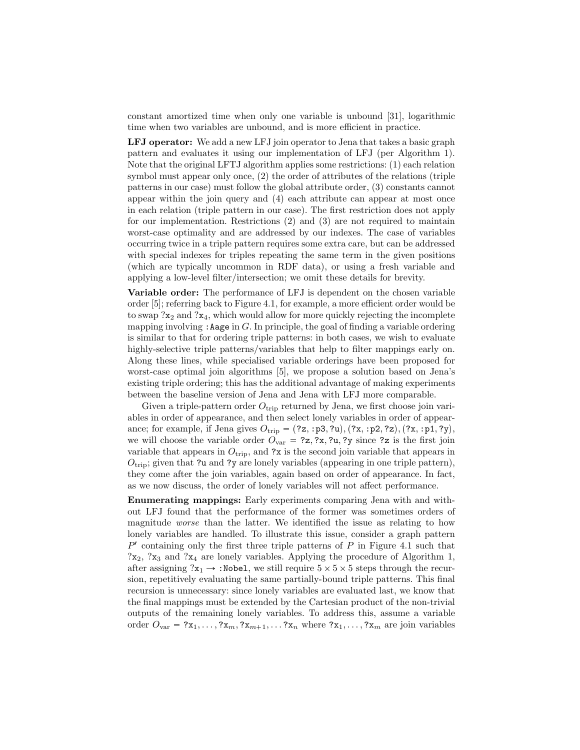constant amortized time when only one variable is unbound [31], logarithmic time when two variables are unbound, and is more efficient in practice.

**LFJ operator:** We add a new LFJ join operator to Jena that takes a basic graph pattern and evaluates it using our implementation of LFJ (per Algorithm 1). Note that the original LFTJ algorithm applies some restrictions: (1) each relation symbol must appear only once, (2) the order of attributes of the relations (triple patterns in our case) must follow the global attribute order, (3) constants cannot appear within the join query and (4) each attribute can appear at most once in each relation (triple pattern in our case). The first restriction does not apply for our implementation. Restrictions (2) and (3) are not required to maintain worst-case optimality and are addressed by our indexes. The case of variables occurring twice in a triple pattern requires some extra care, but can be addressed with special indexes for triples repeating the same term in the given positions (which are typically uncommon in RDF data), or using a fresh variable and applying a low-level filter/intersection; we omit these details for brevity.

**Variable order:** The performance of LFJ is dependent on the chosen variable order [5]; referring back to Figure 4.1, for example, a more efficient order would be to swap $?x_2$ and $?x_4$, which would allow for more quickly rejecting the incomplete mapping involving `:Aage` in $G$. In principle, the goal of finding a variable ordering is similar to that for ordering triple patterns: in both cases, we wish to evaluate highly-selective triple patterns/variables that help to filter mappings early on. Along these lines, while specialised variable orderings have been proposed for worst-case optimal join algorithms [5], we propose a solution based on Jena's existing triple ordering; this has the additional advantage of making experiments between the baseline version of Jena and Jena with LFJ more comparable.

Given a triple-pattern order $O_{\text{trip}}$ returned by Jena, we first choose join variables in order of appearance, and then select lonely variables in order of appearance; for example, if Jena gives $O_{\text{trip}} =$ (`?z`, `:p3`, `?u`), (`?x`, `:p2`, `?z`), (`?x`, `:p1`, `?y`), we will choose the variable order $O_{\text{var}} =$ `?z`, `?x`, `?u`, `?y` since `?z` is the first join variable that appears in $O_{\text{trip}}$, and `?x` is the second join variable that appears in $O_{\text{trip}}$; given that `?u` and `?y` are lonely variables (appearing in one triple pattern), they come after the join variables, again based on order of appearance. In fact, as we now discuss, the order of lonely variables will not affect performance.

**Enumerating mappings:** Early experiments comparing Jena with and without LFJ found that the performance of the former was sometimes orders of magnitude *worse* than the latter. We identified the issue as relating to how lonely variables are handled. To illustrate this issue, consider a graph pattern $P'$ containing only the first three triple patterns of $P$ in Figure 4.1 such that $?x_2$, $?x_3$ and $?x_4$ are lonely variables. Applying the procedure of Algorithm 1, after assigning $?x_1 \rightarrow$ `:Nobel`, we still require $5 \times 5 \times 5$ steps through the recursion, repetitively evaluating the same partially-bound triple patterns. This final recursion is unnecessary: since lonely variables are evaluated last, we know that the final mappings must be extended by the Cartesian product of the non-trivial outputs of the remaining lonely variables. To address this, assume a variable order $O_{\text{var}} = ?x_1, \ldots, ?x_m, ?x_{m+1}, \ldots ?x_n$ where $?x_1, \ldots, ?x_m$ are join variables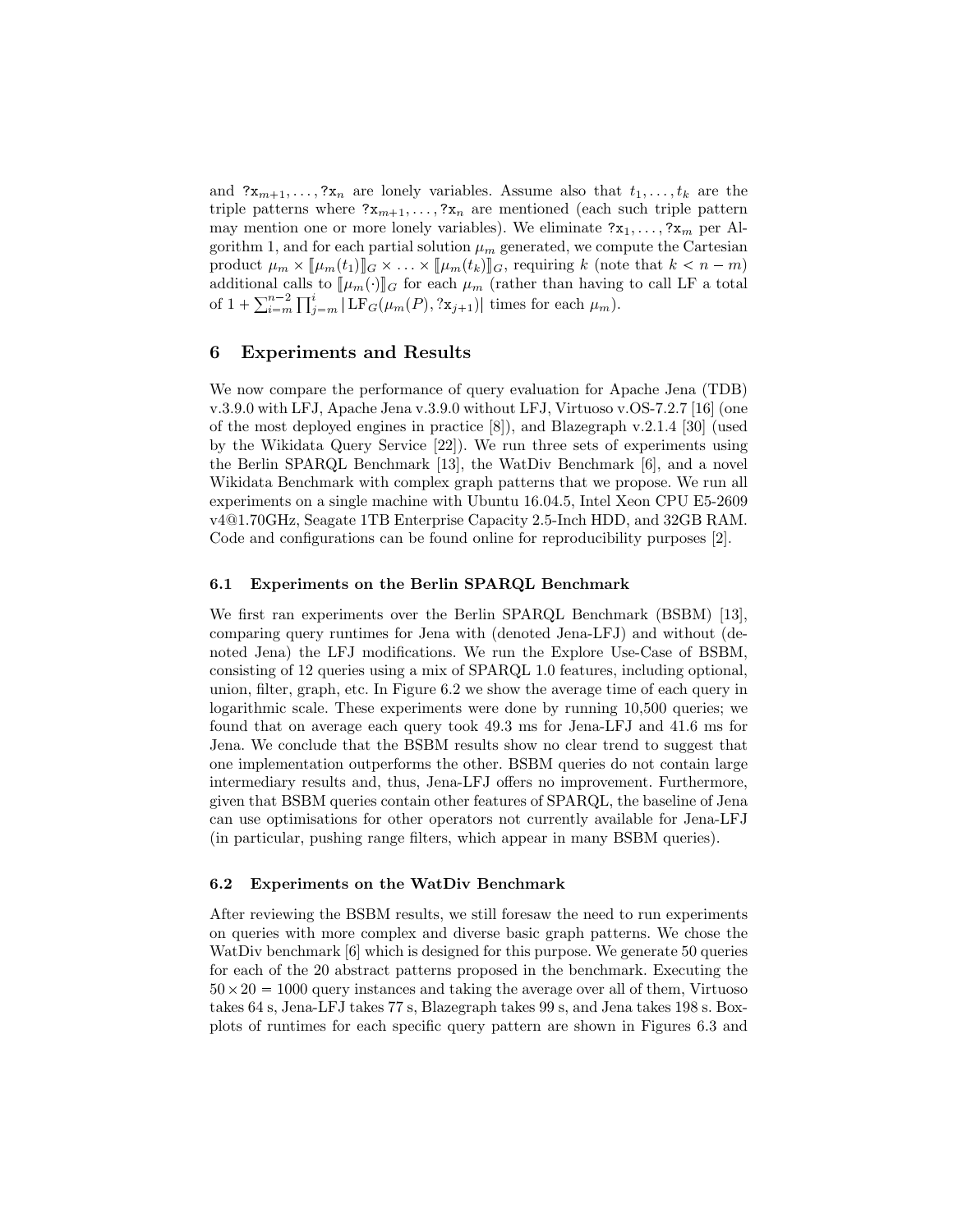and $?\mathtt{x}_{m+1}, \ldots, ?\mathtt{x}_n$ are lonely variables. Assume also that $t_1, \ldots, t_k$ are the triple patterns where $?\mathtt{x}_{m+1}, \ldots, ?\mathtt{x}_n$ are mentioned (each such triple pattern may mention one or more lonely variables). We eliminate $?\mathtt{x}_1, \ldots, ?\mathtt{x}_m$ per Algorithm 1, and for each partial solution $\mu_m$ generated, we compute the Cartesian product $\mu_m \times [\![\mu_m(t_1)]\!]_G \times \ldots \times [\![\mu_m(t_k)]\!]_G$, requiring $k$ (note that $k < n - m$) additional calls to $[\![\mu_m(\cdot)]\!]_G$ for each $\mu_m$ (rather than having to call LF a total of $1 + \sum_{i=m}^{n-2} \prod_{j=m}^{i} |\operatorname{LF}_G(\mu_m(P), ?\mathtt{x}_{j+1})|$ times for each $\mu_m$).

## 6 Experiments and Results

We now compare the performance of query evaluation for Apache Jena (TDB) v.3.9.0 with LFJ, Apache Jena v.3.9.0 without LFJ, Virtuoso v.OS-7.2.7 [16] (one of the most deployed engines in practice [8]), and Blazegraph v.2.1.4 [30] (used by the Wikidata Query Service [22]). We run three sets of experiments using the Berlin SPARQL Benchmark [13], the WatDiv Benchmark [6], and a novel Wikidata Benchmark with complex graph patterns that we propose. We run all experiments on a single machine with Ubuntu 16.04.5, Intel Xeon CPU E5-2609 v4@1.70GHz, Seagate 1TB Enterprise Capacity 2.5-Inch HDD, and 32GB RAM. Code and configurations can be found online for reproducibility purposes [2].

### 6.1 Experiments on the Berlin SPARQL Benchmark

We first ran experiments over the Berlin SPARQL Benchmark (BSBM) [13], comparing query runtimes for Jena with (denoted Jena-LFJ) and without (denoted Jena) the LFJ modifications. We run the Explore Use-Case of BSBM, consisting of 12 queries using a mix of SPARQL 1.0 features, including optional, union, filter, graph, etc. In Figure 6.2 we show the average time of each query in logarithmic scale. These experiments were done by running 10,500 queries; we found that on average each query took 49.3 ms for Jena-LFJ and 41.6 ms for Jena. We conclude that the BSBM results show no clear trend to suggest that one implementation outperforms the other. BSBM queries do not contain large intermediary results and, thus, Jena-LFJ offers no improvement. Furthermore, given that BSBM queries contain other features of SPARQL, the baseline of Jena can use optimisations for other operators not currently available for Jena-LFJ (in particular, pushing range filters, which appear in many BSBM queries).

### 6.2 Experiments on the WatDiv Benchmark

After reviewing the BSBM results, we still foresaw the need to run experiments on queries with more complex and diverse basic graph patterns. We chose the WatDiv benchmark [6] which is designed for this purpose. We generate 50 queries for each of the 20 abstract patterns proposed in the benchmark. Executing the $50 \times 20 = 1000$ query instances and taking the average over all of them, Virtuoso takes 64 s, Jena-LFJ takes 77 s, Blazegraph takes 99 s, and Jena takes 198 s. Boxplots of runtimes for each specific query pattern are shown in Figures 6.3 and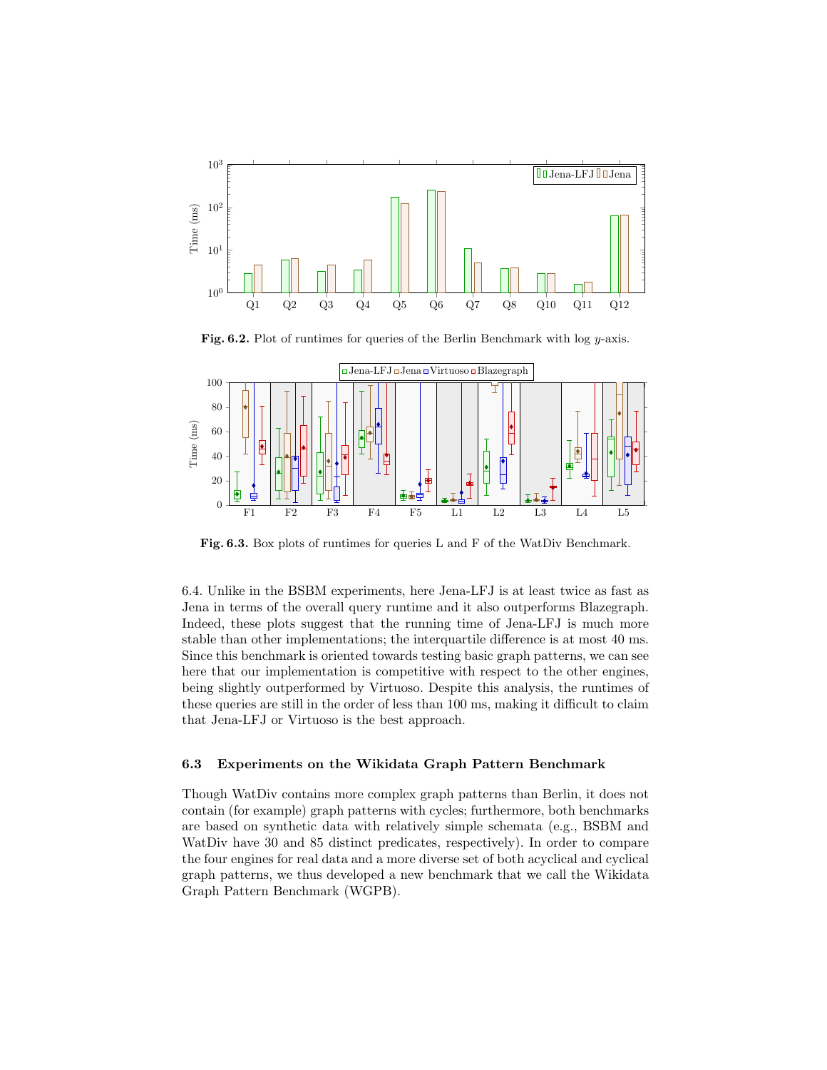**Fig. 6.2.** Plot of runtimes for queries of the Berlin Benchmark with log $y$-axis.

**Fig. 6.3.** Box plots of runtimes for queries L and F of the WatDiv Benchmark.

6.4. Unlike in the BSBM experiments, here Jena-LFJ is at least twice as fast as Jena in terms of the overall query runtime and it also outperforms Blazegraph. Indeed, these plots suggest that the running time of Jena-LFJ is much more stable than other implementations; the interquartile difference is at most 40 ms. Since this benchmark is oriented towards testing basic graph patterns, we can see here that our implementation is competitive with respect to the other engines, being slightly outperformed by Virtuoso. Despite this analysis, the runtimes of these queries are still in the order of less than 100 ms, making it difficult to claim that Jena-LFJ or Virtuoso is the best approach.

### 6.3 Experiments on the Wikidata Graph Pattern Benchmark

Though WatDiv contains more complex graph patterns than Berlin, it does not contain (for example) graph patterns with cycles; furthermore, both benchmarks are based on synthetic data with relatively simple schemata (e.g., BSBM and WatDiv have 30 and 85 distinct predicates, respectively). In order to compare the four engines for real data and a more diverse set of both acyclical and cyclical graph patterns, we thus developed a new benchmark that we call the Wikidata Graph Pattern Benchmark (WGPB).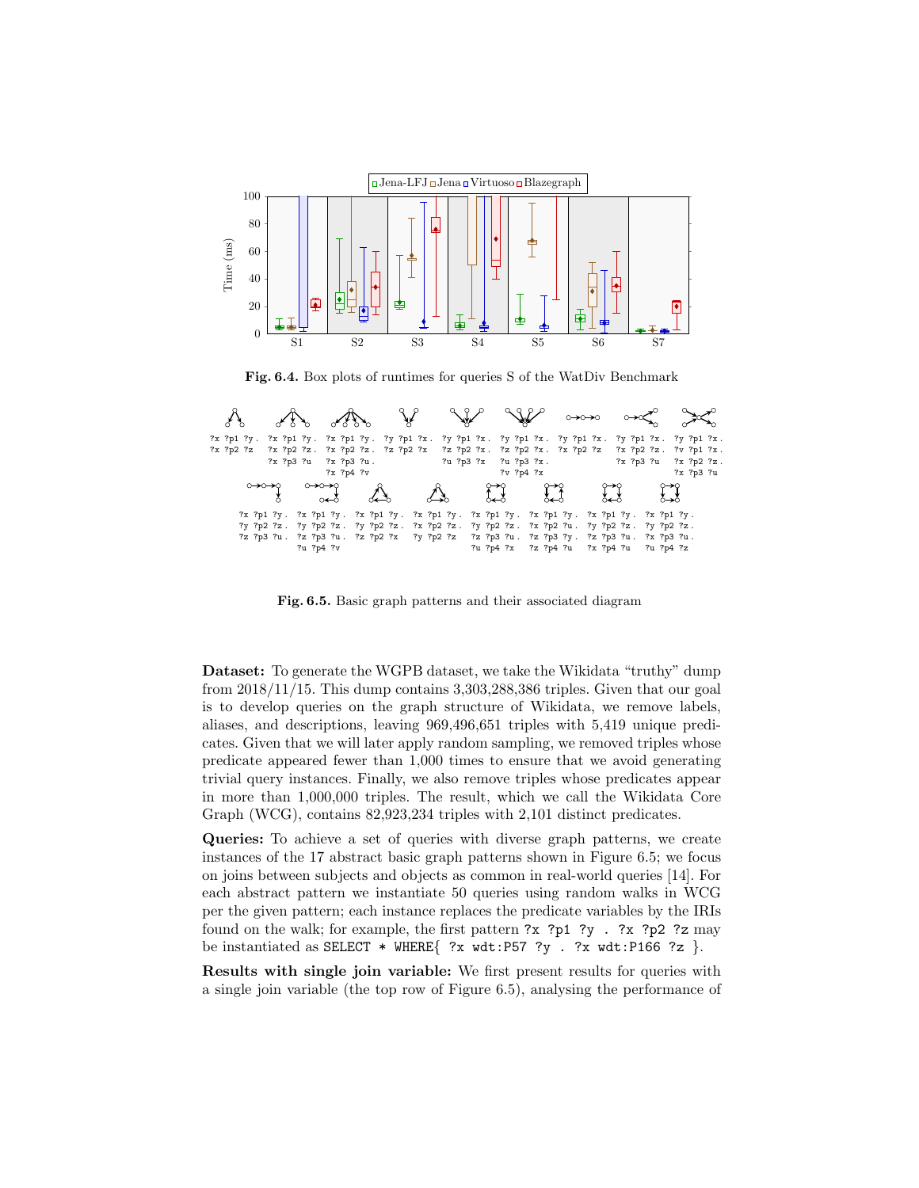**Fig. 6.4.** Box plots of runtimes for queries S of the WatDiv Benchmark

```
?x ?p1 ?y .   ?x ?p1 ?y .   ?x ?p1 ?y .   ?y ?p1 ?x .   ?y ?p1 ?x .   ?y ?p1 ?x .   ?y ?p1 ?x .   ?y ?p1 ?x .   ?y ?p1 ?x .
?x ?p2 ?z     ?x ?p2 ?z .   ?x ?p2 ?z .   ?z ?p2 ?x     ?z ?p2 ?x .   ?z ?p2 ?x .   ?x ?p2 ?z     ?x ?p2 ?z .   ?v ?p1 ?x .
              ?x ?p3 ?u     ?x ?p3 ?u .                 ?u ?p3 ?x     ?u ?p3 ?x .                 ?x ?p3 ?u     ?x ?p2 ?z .
                            ?x ?p4 ?v                                 ?v ?p4 ?x                                 ?x ?p3 ?u

?x ?p1 ?y .   ?x ?p1 ?y .   ?x ?p1 ?y .   ?x ?p1 ?y .   ?x ?p1 ?y .   ?x ?p1 ?y .   ?x ?p1 ?y .   ?x ?p1 ?y .
?y ?p2 ?z .   ?y ?p2 ?z .   ?y ?p2 ?z .   ?x ?p2 ?z .   ?y ?p2 ?z .   ?x ?p2 ?u .   ?y ?p2 ?z .   ?y ?p2 ?z .
?z ?p3 ?u .   ?z ?p3 ?u .   ?z ?p2 ?x     ?y ?p2 ?z     ?z ?p3 ?u .   ?z ?p3 ?y .   ?z ?p3 ?u .   ?x ?p3 ?u .
              ?u ?p4 ?v                                 ?u ?p4 ?x     ?z ?p4 ?u     ?x ?p4 ?u     ?u ?p4 ?z
```

**Fig. 6.5.** Basic graph patterns and their associated diagram

**Dataset:** To generate the WGPB dataset, we take the Wikidata "truthy" dump from 2018/11/15. This dump contains 3,303,288,386 triples. Given that our goal is to develop queries on the graph structure of Wikidata, we remove labels, aliases, and descriptions, leaving 969,496,651 triples with 5,419 unique predicates. Given that we will later apply random sampling, we removed triples whose predicate appeared fewer than 1,000 times to ensure that we avoid generating trivial query instances. Finally, we also remove triples whose predicates appear in more than 1,000,000 triples. The result, which we call the Wikidata Core Graph (WCG), contains 82,923,234 triples with 2,101 distinct predicates.

**Queries:** To achieve a set of queries with diverse graph patterns, we create instances of the 17 abstract basic graph patterns shown in Figure 6.5; we focus on joins between subjects and objects as common in real-world queries [14]. For each abstract pattern we instantiate 50 queries using random walks in WCG per the given pattern; each instance replaces the predicate variables by the IRIs found on the walk; for example, the first pattern `?x ?p1 ?y . ?x ?p2 ?z` may be instantiated as `SELECT * WHERE{ ?x wdt:P57 ?y . ?x wdt:P166 ?z }`.

**Results with single join variable:** We first present results for queries with a single join variable (the top row of Figure 6.5), analysing the performance of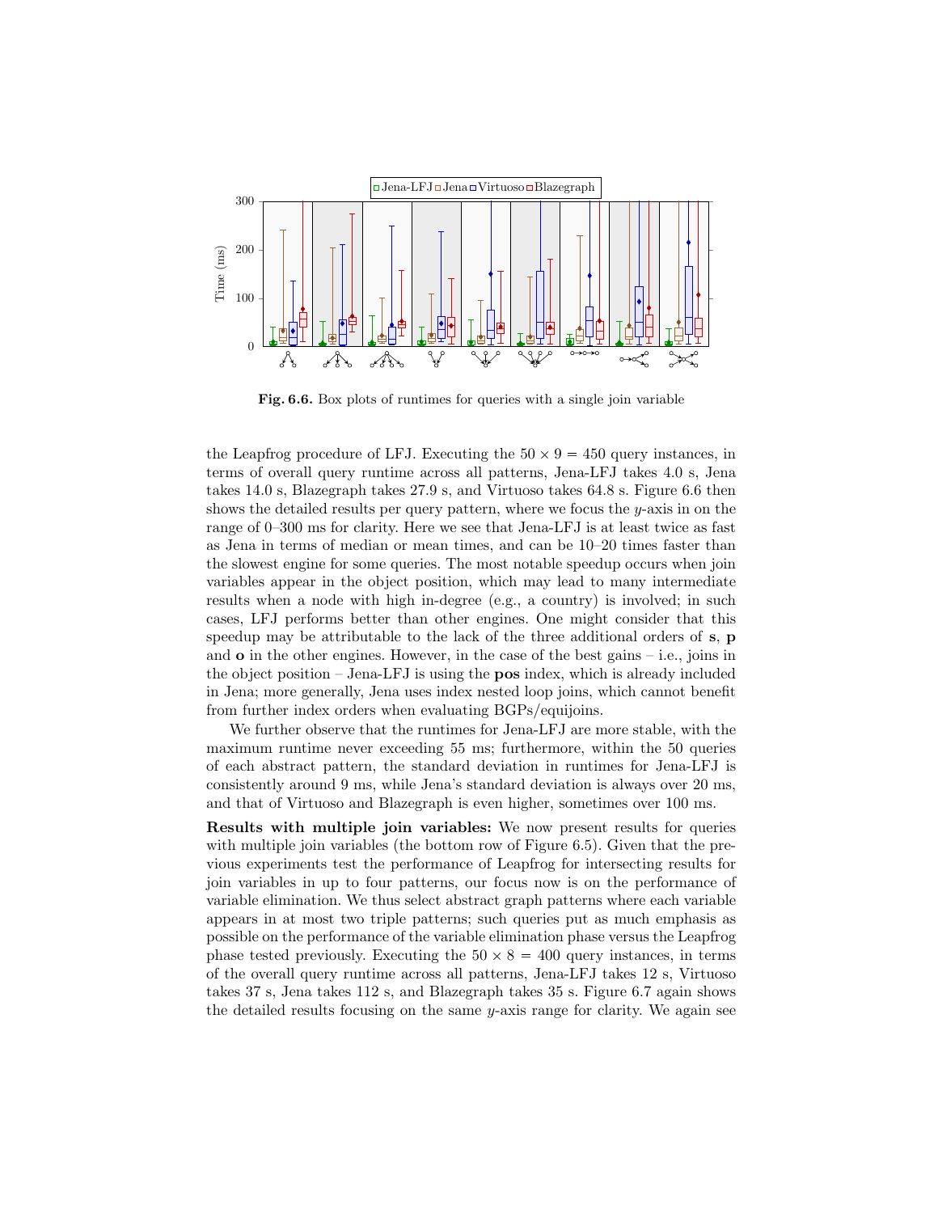Fig. 6.6. Box plots of runtimes for queries with a single join variable

the Leapfrog procedure of LFJ. Executing the $50 \times 9 = 450$ query instances, in terms of overall query runtime across all patterns, Jena-LFJ takes 4.0 s, Jena takes 14.0 s, Blazegraph takes 27.9 s, and Virtuoso takes 64.8 s. Figure 6.6 then shows the detailed results per query pattern, where we focus the $y$-axis in on the range of 0–300 ms for clarity. Here we see that Jena-LFJ is at least twice as fast as Jena in terms of median or mean times, and can be 10–20 times faster than the slowest engine for some queries. The most notable speedup occurs when join variables appear in the object position, which may lead to many intermediate results when a node with high in-degree (e.g., a country) is involved; in such cases, LFJ performs better than other engines. One might consider that this speedup may be attributable to the lack of the three additional orders of **s**, **p** and **o** in the other engines. However, in the case of the best gains – i.e., joins in the object position – Jena-LFJ is using the **pos** index, which is already included in Jena; more generally, Jena uses index nested loop joins, which cannot benefit from further index orders when evaluating BGPs/equijoins.

We further observe that the runtimes for Jena-LFJ are more stable, with the maximum runtime never exceeding 55 ms; furthermore, within the 50 queries of each abstract pattern, the standard deviation in runtimes for Jena-LFJ is consistently around 9 ms, while Jena's standard deviation is always over 20 ms, and that of Virtuoso and Blazegraph is even higher, sometimes over 100 ms.

**Results with multiple join variables:** We now present results for queries with multiple join variables (the bottom row of Figure 6.5). Given that the previous experiments test the performance of Leapfrog for intersecting results for join variables in up to four patterns, our focus now is on the performance of variable elimination. We thus select abstract graph patterns where each variable appears in at most two triple patterns; such queries put as much emphasis as possible on the performance of the variable elimination phase versus the Leapfrog phase tested previously. Executing the $50 \times 8 = 400$ query instances, in terms of the overall query runtime across all patterns, Jena-LFJ takes 12 s, Virtuoso takes 37 s, Jena takes 112 s, and Blazegraph takes 35 s. Figure 6.7 again shows the detailed results focusing on the same $y$-axis range for clarity. We again see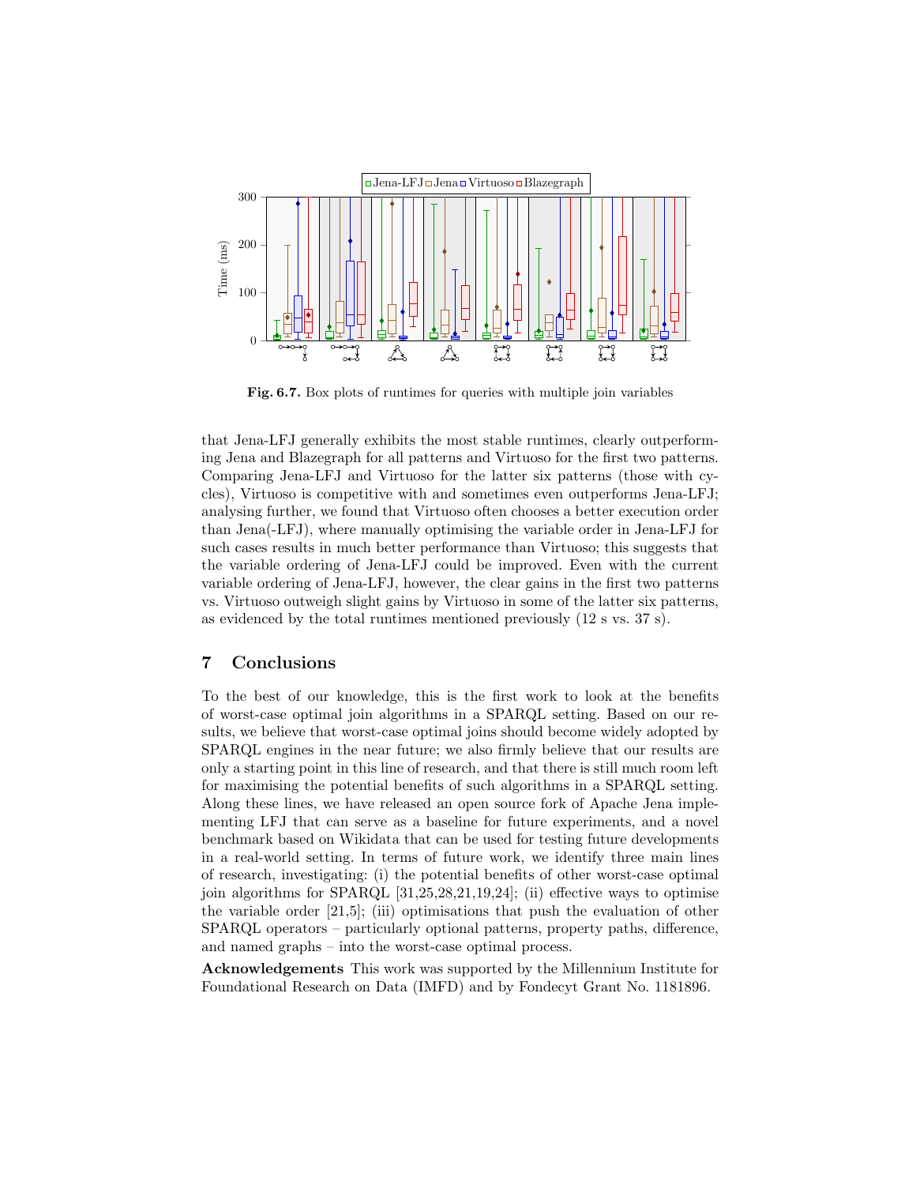Jena-LFJ Jena Virtuoso Blazegraph

300

200

100

0

Time (ms)

**Fig. 6.7.** Box plots of runtimes for queries with multiple join variables

that Jena-LFJ generally exhibits the most stable runtimes, clearly outperforming Jena and Blazegraph for all patterns and Virtuoso for the first two patterns. Comparing Jena-LFJ and Virtuoso for the latter six patterns (those with cycles), Virtuoso is competitive with and sometimes even outperforms Jena-LFJ; analysing further, we found that Virtuoso often chooses a better execution order than Jena(-LFJ), where manually optimising the variable order in Jena-LFJ for such cases results in much better performance than Virtuoso; this suggests that the variable ordering of Jena-LFJ could be improved. Even with the current variable ordering of Jena-LFJ, however, the clear gains in the first two patterns vs. Virtuoso outweigh slight gains by Virtuoso in some of the latter six patterns, as evidenced by the total runtimes mentioned previously (12 s vs. 37 s).

## 7 Conclusions

To the best of our knowledge, this is the first work to look at the benefits of worst-case optimal join algorithms in a SPARQL setting. Based on our results, we believe that worst-case optimal joins should become widely adopted by SPARQL engines in the near future; we also firmly believe that our results are only a starting point in this line of research, and that there is still much room left for maximising the potential benefits of such algorithms in a SPARQL setting. Along these lines, we have released an open source fork of Apache Jena implementing LFJ that can serve as a baseline for future experiments, and a novel benchmark based on Wikidata that can be used for testing future developments in a real-world setting. In terms of future work, we identify three main lines of research, investigating: (i) the potential benefits of other worst-case optimal join algorithms for SPARQL [31,25,28,21,19,24]; (ii) effective ways to optimise the variable order [21,5]; (iii) optimisations that push the evaluation of other SPARQL operators – particularly optional patterns, property paths, difference, and named graphs – into the worst-case optimal process.

**Acknowledgements** This work was supported by the Millennium Institute for Foundational Research on Data (IMFD) and by Fondecyt Grant No. 1181896.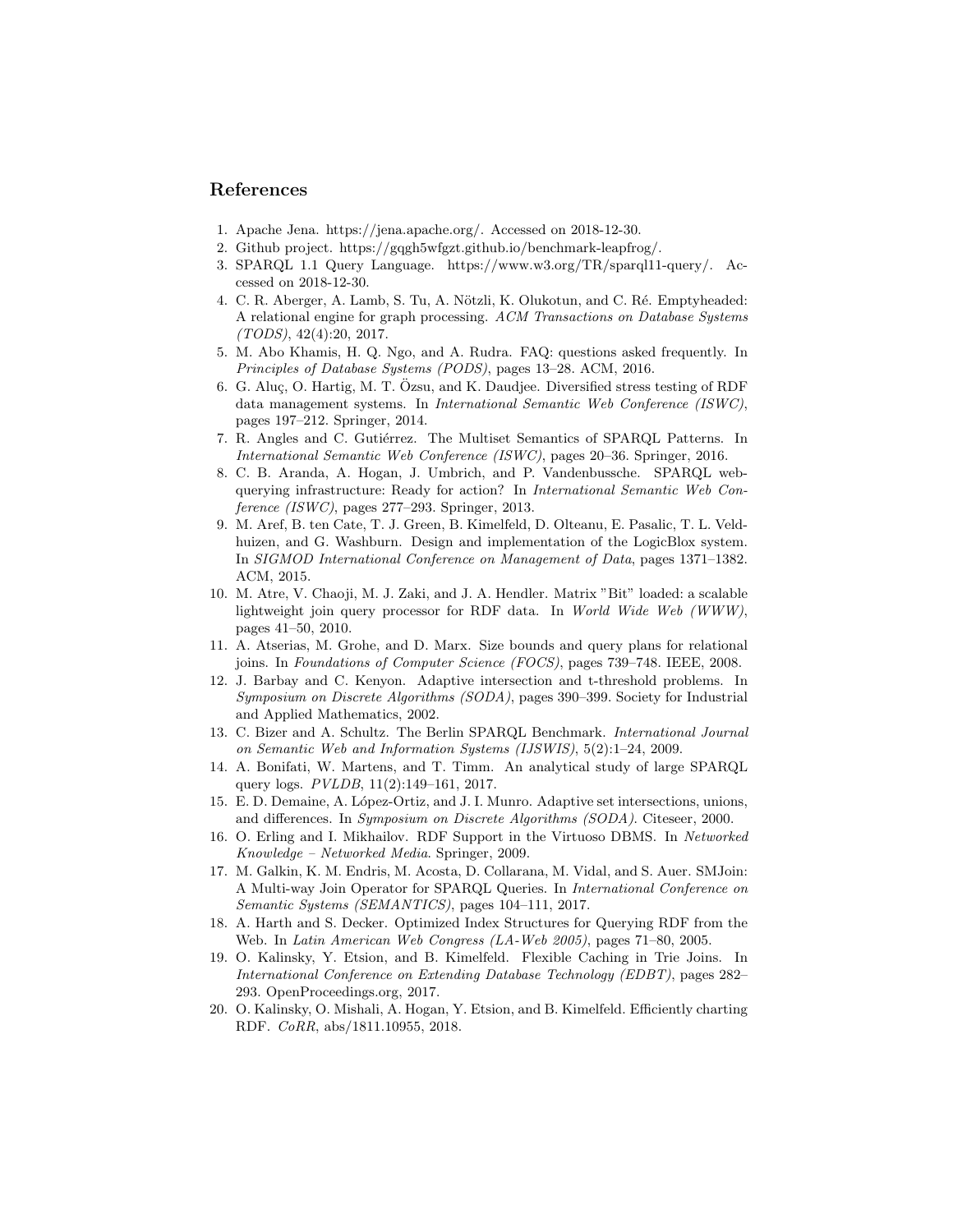## References

1. Apache Jena. https://jena.apache.org/. Accessed on 2018-12-30.
2. Github project. https://gqgh5wfgzt.github.io/benchmark-leapfrog/.
3. SPARQL 1.1 Query Language. https://www.w3.org/TR/sparql11-query/. Accessed on 2018-12-30.
4. C. R. Aberger, A. Lamb, S. Tu, A. Nötzli, K. Olukotun, and C. Ré. Emptyheaded: A relational engine for graph processing. *ACM Transactions on Database Systems (TODS)*, 42(4):20, 2017.
5. M. Abo Khamis, H. Q. Ngo, and A. Rudra. FAQ: questions asked frequently. In *Principles of Database Systems (PODS)*, pages 13–28. ACM, 2016.
6. G. Aluç, O. Hartig, M. T. Özsu, and K. Daudjee. Diversified stress testing of RDF data management systems. In *International Semantic Web Conference (ISWC)*, pages 197–212. Springer, 2014.
7. R. Angles and C. Gutiérrez. The Multiset Semantics of SPARQL Patterns. In *International Semantic Web Conference (ISWC)*, pages 20–36. Springer, 2016.
8. C. B. Aranda, A. Hogan, J. Umbrich, and P. Vandenbussche. SPARQL web-querying infrastructure: Ready for action? In *International Semantic Web Conference (ISWC)*, pages 277–293. Springer, 2013.
9. M. Aref, B. ten Cate, T. J. Green, B. Kimelfeld, D. Olteanu, E. Pasalic, T. L. Veldhuizen, and G. Washburn. Design and implementation of the LogicBlox system. In *SIGMOD International Conference on Management of Data*, pages 1371–1382. ACM, 2015.
10. M. Atre, V. Chaoji, M. J. Zaki, and J. A. Hendler. Matrix "Bit" loaded: a scalable lightweight join query processor for RDF data. In *World Wide Web (WWW)*, pages 41–50, 2010.
11. A. Atserias, M. Grohe, and D. Marx. Size bounds and query plans for relational joins. In *Foundations of Computer Science (FOCS)*, pages 739–748. IEEE, 2008.
12. J. Barbay and C. Kenyon. Adaptive intersection and t-threshold problems. In *Symposium on Discrete Algorithms (SODA)*, pages 390–399. Society for Industrial and Applied Mathematics, 2002.
13. C. Bizer and A. Schultz. The Berlin SPARQL Benchmark. *International Journal on Semantic Web and Information Systems (IJSWIS)*, 5(2):1–24, 2009.
14. A. Bonifati, W. Martens, and T. Timm. An analytical study of large SPARQL query logs. *PVLDB*, 11(2):149–161, 2017.
15. E. D. Demaine, A. López-Ortiz, and J. I. Munro. Adaptive set intersections, unions, and differences. In *Symposium on Discrete Algorithms (SODA)*. Citeseer, 2000.
16. O. Erling and I. Mikhailov. RDF Support in the Virtuoso DBMS. In *Networked Knowledge – Networked Media*. Springer, 2009.
17. M. Galkin, K. M. Endris, M. Acosta, D. Collarana, M. Vidal, and S. Auer. SMJoin: A Multi-way Join Operator for SPARQL Queries. In *International Conference on Semantic Systems (SEMANTICS)*, pages 104–111, 2017.
18. A. Harth and S. Decker. Optimized Index Structures for Querying RDF from the Web. In *Latin American Web Congress (LA-Web 2005)*, pages 71–80, 2005.
19. O. Kalinsky, Y. Etsion, and B. Kimelfeld. Flexible Caching in Trie Joins. In *International Conference on Extending Database Technology (EDBT)*, pages 282–293. OpenProceedings.org, 2017.
20. O. Kalinsky, O. Mishali, A. Hogan, Y. Etsion, and B. Kimelfeld. Efficiently charting RDF. *CoRR*, abs/1811.10955, 2018.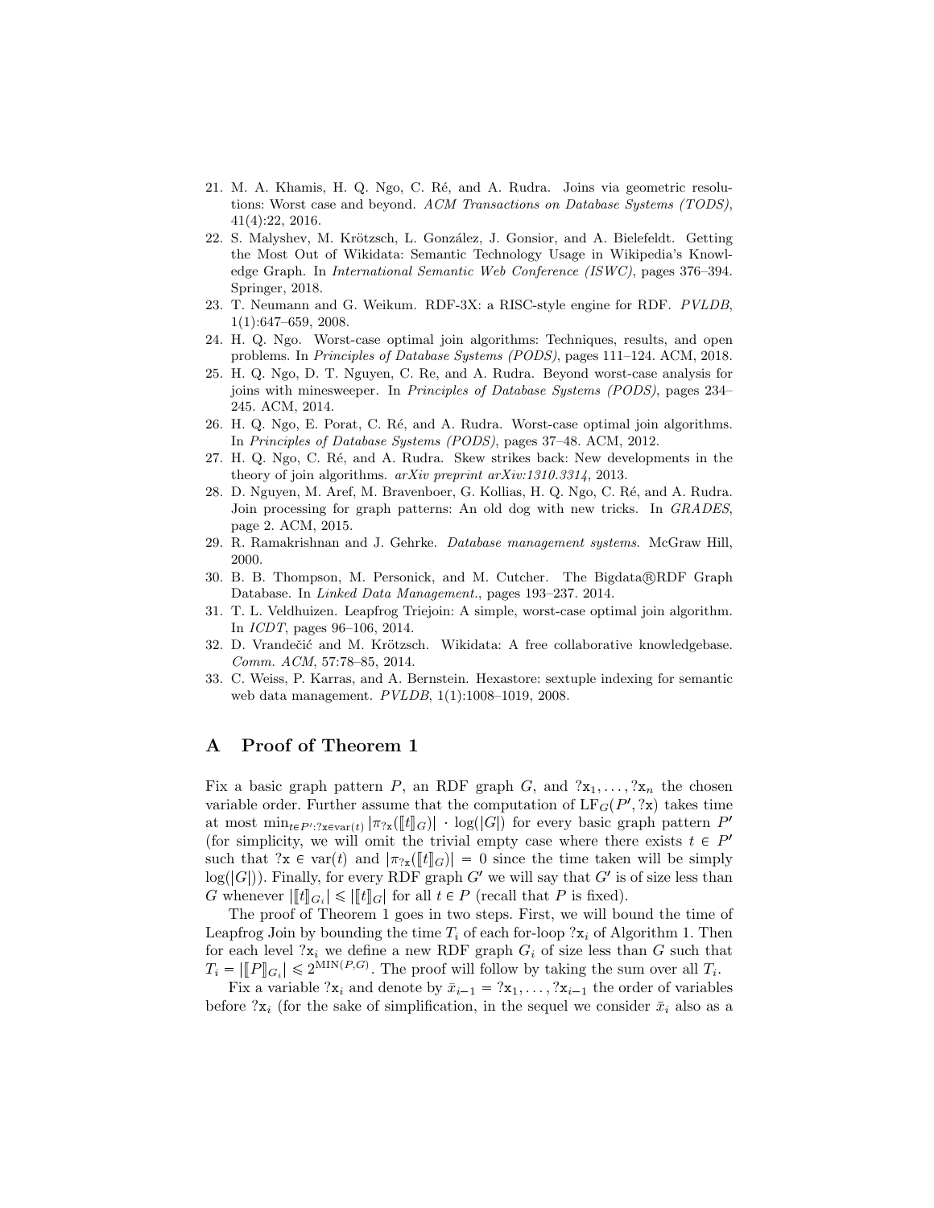21. M. A. Khamis, H. Q. Ngo, C. Ré, and A. Rudra. Joins via geometric resolutions: Worst case and beyond. *ACM Transactions on Database Systems (TODS)*, 41(4):22, 2016.
22. S. Malyshev, M. Krötzsch, L. González, J. Gonsior, and A. Bielefeldt. Getting the Most Out of Wikidata: Semantic Technology Usage in Wikipedia's Knowledge Graph. In *International Semantic Web Conference (ISWC)*, pages 376–394. Springer, 2018.
23. T. Neumann and G. Weikum. RDF-3X: a RISC-style engine for RDF. *PVLDB*, 1(1):647–659, 2008.
24. H. Q. Ngo. Worst-case optimal join algorithms: Techniques, results, and open problems. In *Principles of Database Systems (PODS)*, pages 111–124. ACM, 2018.
25. H. Q. Ngo, D. T. Nguyen, C. Re, and A. Rudra. Beyond worst-case analysis for joins with minesweeper. In *Principles of Database Systems (PODS)*, pages 234–245. ACM, 2014.
26. H. Q. Ngo, E. Porat, C. Ré, and A. Rudra. Worst-case optimal join algorithms. In *Principles of Database Systems (PODS)*, pages 37–48. ACM, 2012.
27. H. Q. Ngo, C. Ré, and A. Rudra. Skew strikes back: New developments in the theory of join algorithms. *arXiv preprint arXiv:1310.3314*, 2013.
28. D. Nguyen, M. Aref, M. Bravenboer, G. Kollias, H. Q. Ngo, C. Ré, and A. Rudra. Join processing for graph patterns: An old dog with new tricks. In *GRADES*, page 2. ACM, 2015.
29. R. Ramakrishnan and J. Gehrke. *Database management systems.* McGraw Hill, 2000.
30. B. B. Thompson, M. Personick, and M. Cutcher. The Bigdata®RDF Graph Database. In *Linked Data Management.*, pages 193–237. 2014.
31. T. L. Veldhuizen. Leapfrog Triejoin: A simple, worst-case optimal join algorithm. In *ICDT*, pages 96–106, 2014.
32. D. Vrandečić and M. Krötzsch. Wikidata: A free collaborative knowledgebase. *Comm. ACM*, 57:78–85, 2014.
33. C. Weiss, P. Karras, and A. Bernstein. Hexastore: sextuple indexing for semantic web data management. *PVLDB*, 1(1):1008–1019, 2008.

# A Proof of Theorem 1

Fix a basic graph pattern $P$, an RDF graph $G$, and $?\mathtt{x}_1, \ldots, ?\mathtt{x}_n$ the chosen variable order. Further assume that the computation of $\mathrm{LF}_G(P', ?\mathtt{x})$ takes time at most $\min_{t \in P' : ?\mathtt{x} \in \mathrm{var}(t)} |\pi_{?\mathtt{x}}(\llbracket t \rrbracket_G)| \cdot \log(|G|)$ for every basic graph pattern $P'$ (for simplicity, we will omit the trivial empty case where there exists $t \in P'$ such that $?\mathtt{x} \in \mathrm{var}(t)$ and $|\pi_{?\mathtt{x}}(\llbracket t \rrbracket_G)| = 0$ since the time taken will be simply $\log(|G|)$). Finally, for every RDF graph $G'$ we will say that $G'$ is of size less than $G$ whenever $|\llbracket t \rrbracket_{G_i}| \leqslant |\llbracket t \rrbracket_G|$ for all $t \in P$ (recall that $P$ is fixed).

The proof of Theorem 1 goes in two steps. First, we will bound the time of Leapfrog Join by bounding the time $T_i$ of each for-loop $?\mathtt{x}_i$ of Algorithm 1. Then for each level $?\mathtt{x}_i$ we define a new RDF graph $G_i$ of size less than $G$ such that $T_i = |\llbracket P \rrbracket_{G_i}| \leqslant 2^{\mathrm{MIN}(P,G)}$. The proof will follow by taking the sum over all $T_i$.

Fix a variable $?\mathtt{x}_i$ and denote by $\bar{x}_{i-1} = ?\mathtt{x}_1, \ldots, ?\mathtt{x}_{i-1}$ the order of variables before $?\mathtt{x}_i$ (for the sake of simplification, in the sequel we consider $\bar{x}_i$ also as a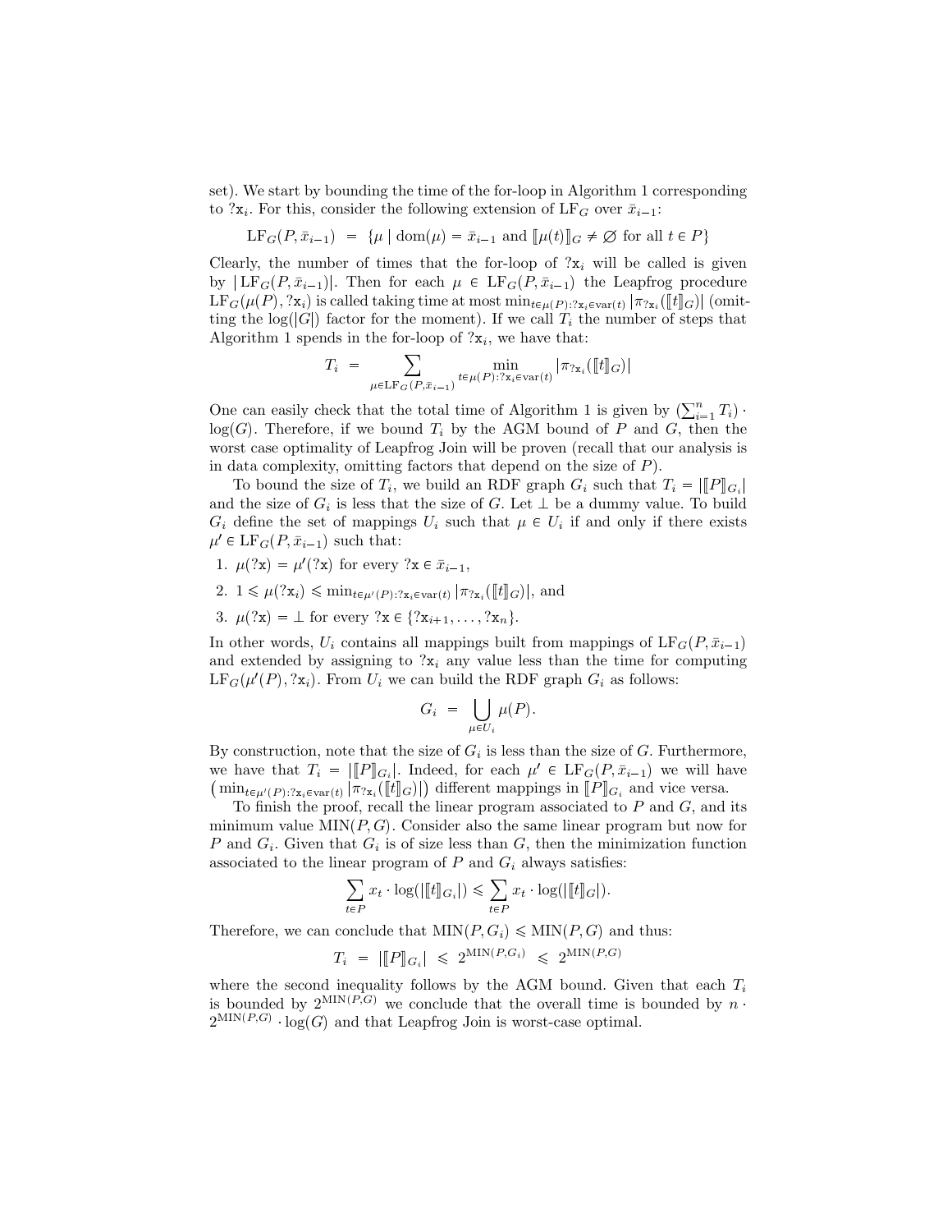set). We start by bounding the time of the for-loop in Algorithm 1 corresponding to $?\mathtt{x}_i$. For this, consider the following extension of $\mathrm{LF}_G$ over $\bar{x}_{i-1}$:

$$\mathrm{LF}_G(P, \bar{x}_{i-1}) \;=\; \{\mu \mid \mathrm{dom}(\mu) = \bar{x}_{i-1} \text{ and } [\![\mu(t)]\!]_G \neq \varnothing \text{ for all } t \in P\}$$

Clearly, the number of times that the for-loop of $?\mathtt{x}_i$ will be called is given by $|\,\mathrm{LF}_G(P, \bar{x}_{i-1})|$. Then for each $\mu \in \mathrm{LF}_G(P, \bar{x}_{i-1})$ the Leapfrog procedure $\mathrm{LF}_G(\mu(P), ?\mathtt{x}_i)$ is called taking time at most $\min_{t \in \mu(P): ?\mathtt{x}_i \in \mathrm{var}(t)} |\pi_{?\mathtt{x}_i}([\![t]\!]_G)|$ (omitting the $\log(|G|)$ factor for the moment). If we call $T_i$ the number of steps that Algorithm 1 spends in the for-loop of $?\mathtt{x}_i$, we have that:

$$T_i \;=\; \sum_{\mu \in \mathrm{LF}_G(P, \bar{x}_{i-1})} \; \min_{t \in \mu(P): ?\mathtt{x}_i \in \mathrm{var}(t)} |\pi_{?\mathtt{x}_i}([\![t]\!]_G)|$$

One can easily check that the total time of Algorithm 1 is given by $(\sum_{i=1}^{n} T_i) \cdot \log(G)$. Therefore, if we bound $T_i$ by the AGM bound of $P$ and $G$, then the worst case optimality of Leapfrog Join will be proven (recall that our analysis is in data complexity, omitting factors that depend on the size of $P$).

To bound the size of $T_i$, we build an RDF graph $G_i$ such that $T_i = |[\![P]\!]_{G_i}|$ and the size of $G_i$ is less that the size of $G$. Let $\perp$ be a dummy value. To build $G_i$ define the set of mappings $U_i$ such that $\mu \in U_i$ if and only if there exists $\mu' \in \mathrm{LF}_G(P, \bar{x}_{i-1})$ such that:

1. $\mu(?\mathtt{x}) = \mu'(?\mathtt{x})$ for every $?\mathtt{x} \in \bar{x}_{i-1}$,
2. $1 \leqslant \mu(?\mathtt{x}_i) \leqslant \min_{t \in \mu'(P): ?\mathtt{x}_i \in \mathrm{var}(t)} |\pi_{?\mathtt{x}_i}([\![t]\!]_G)|$, and
3. $\mu(?\mathtt{x}) = \perp$ for every $?\mathtt{x} \in \{?\mathtt{x}_{i+1}, \ldots, ?\mathtt{x}_n\}$.

In other words, $U_i$ contains all mappings built from mappings of $\mathrm{LF}_G(P, \bar{x}_{i-1})$ and extended by assigning to $?\mathtt{x}_i$ any value less than the time for computing $\mathrm{LF}_G(\mu'(P), ?\mathtt{x}_i)$. From $U_i$ we can build the RDF graph $G_i$ as follows:

$$G_i \;=\; \bigcup_{\mu \in U_i} \mu(P).$$

By construction, note that the size of $G_i$ is less than the size of $G$. Furthermore, we have that $T_i = |[\![P]\!]_{G_i}|$. Indeed, for each $\mu' \in \mathrm{LF}_G(P, \bar{x}_{i-1})$ we will have $\big(\min_{t \in \mu'(P): ?\mathtt{x}_i \in \mathrm{var}(t)} |\pi_{?\mathtt{x}_i}([\![t]\!]_G)|\big)$ different mappings in $[\![P]\!]_{G_i}$ and vice versa.

To finish the proof, recall the linear program associated to $P$ and $G$, and its minimum value $\mathrm{MIN}(P, G)$. Consider also the same linear program but now for $P$ and $G_i$. Given that $G_i$ is of size less than $G$, then the minimization function associated to the linear program of $P$ and $G_i$ always satisfies:

$$\sum_{t \in P} x_t \cdot \log(|[\![t]\!]_{G_i}|) \leqslant \sum_{t \in P} x_t \cdot \log(|[\![t]\!]_G|).$$

Therefore, we can conclude that $\mathrm{MIN}(P, G_i) \leqslant \mathrm{MIN}(P, G)$ and thus:

$$T_i \;=\; |[\![P]\!]_{G_i}| \;\leqslant\; 2^{\mathrm{MIN}(P, G_i)} \;\leqslant\; 2^{\mathrm{MIN}(P, G)}$$

where the second inequality follows by the AGM bound. Given that each $T_i$ is bounded by $2^{\mathrm{MIN}(P,G)}$ we conclude that the overall time is bounded by $n \cdot 2^{\mathrm{MIN}(P,G)} \cdot \log(G)$ and that Leapfrog Join is worst-case optimal.